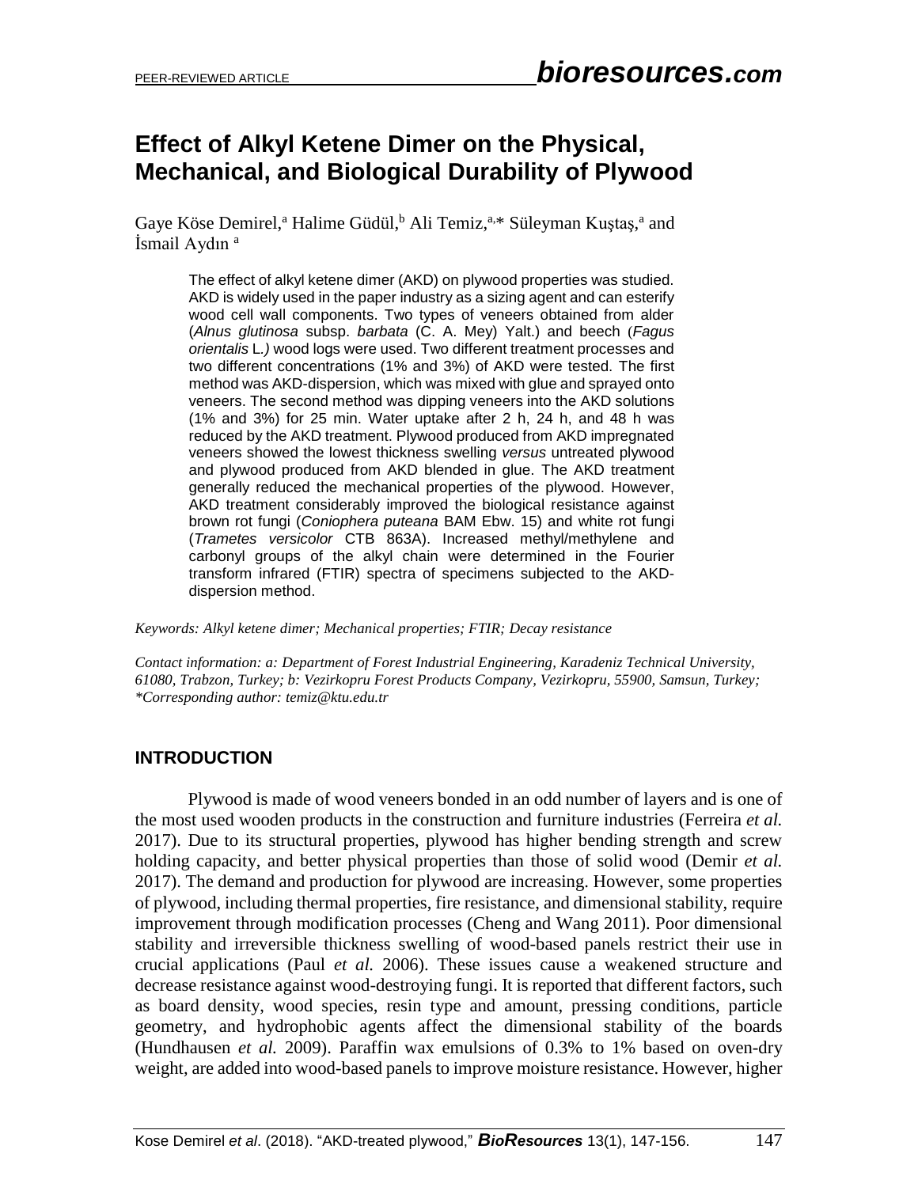# Effect of Alkyl Ketene Dimer on the Physical, Mechanical, and Biological Durability of Plywood

Gaye Köse Demirel,[a] Halime Güdül,[b] Ali Temiz,[a,*] Süleyman Kuştaş,[a] and İsmail Aydın [a]

The effect of alkyl ketene dimer (AKD) on plywood properties was studied. AKD is widely used in the paper industry as a sizing agent and can esterify wood cell wall components. Two types of veneers obtained from alder (*Alnus glutinosa* subsp. *barbata* (C. A. Mey) Yalt.) and beech (*Fagus orientalis* L.) wood logs were used. Two different treatment processes and two different concentrations (1% and 3%) of AKD were tested. The first method was AKD-dispersion, which was mixed with glue and sprayed onto veneers. The second method was dipping veneers into the AKD solutions (1% and 3%) for 25 min. Water uptake after 2 h, 24 h, and 48 h was reduced by the AKD treatment. Plywood produced from AKD impregnated veneers showed the lowest thickness swelling *versus* untreated plywood and plywood produced from AKD blended in glue. The AKD treatment generally reduced the mechanical properties of the plywood. However, AKD treatment considerably improved the biological resistance against brown rot fungi (*Coniophera puteana* BAM Ebw. 15) and white rot fungi (*Trametes versicolor* CTB 863A). Increased methyl/methylene and carbonyl groups of the alkyl chain were determined in the Fourier transform infrared (FTIR) spectra of specimens subjected to the AKD-dispersion method.

*Keywords: Alkyl ketene dimer; Mechanical properties; FTIR; Decay resistance*

*Contact information: a: Department of Forest Industrial Engineering, Karadeniz Technical University, 61080, Trabzon, Turkey; b: Vezirkopru Forest Products Company, Vezirkopru, 55900, Samsun, Turkey; \*Corresponding author: temiz@ktu.edu.tr*

## INTRODUCTION

Plywood is made of wood veneers bonded in an odd number of layers and is one of the most used wooden products in the construction and furniture industries (Ferreira *et al.* 2017). Due to its structural properties, plywood has higher bending strength and screw holding capacity, and better physical properties than those of solid wood (Demir *et al.* 2017). The demand and production for plywood are increasing. However, some properties of plywood, including thermal properties, fire resistance, and dimensional stability, require improvement through modification processes (Cheng and Wang 2011). Poor dimensional stability and irreversible thickness swelling of wood-based panels restrict their use in crucial applications (Paul *et al.* 2006). These issues cause a weakened structure and decrease resistance against wood-destroying fungi. It is reported that different factors, such as board density, wood species, resin type and amount, pressing conditions, particle geometry, and hydrophobic agents affect the dimensional stability of the boards (Hundhausen *et al.* 2009). Paraffin wax emulsions of 0.3% to 1% based on oven-dry weight, are added into wood-based panels to improve moisture resistance. However, higher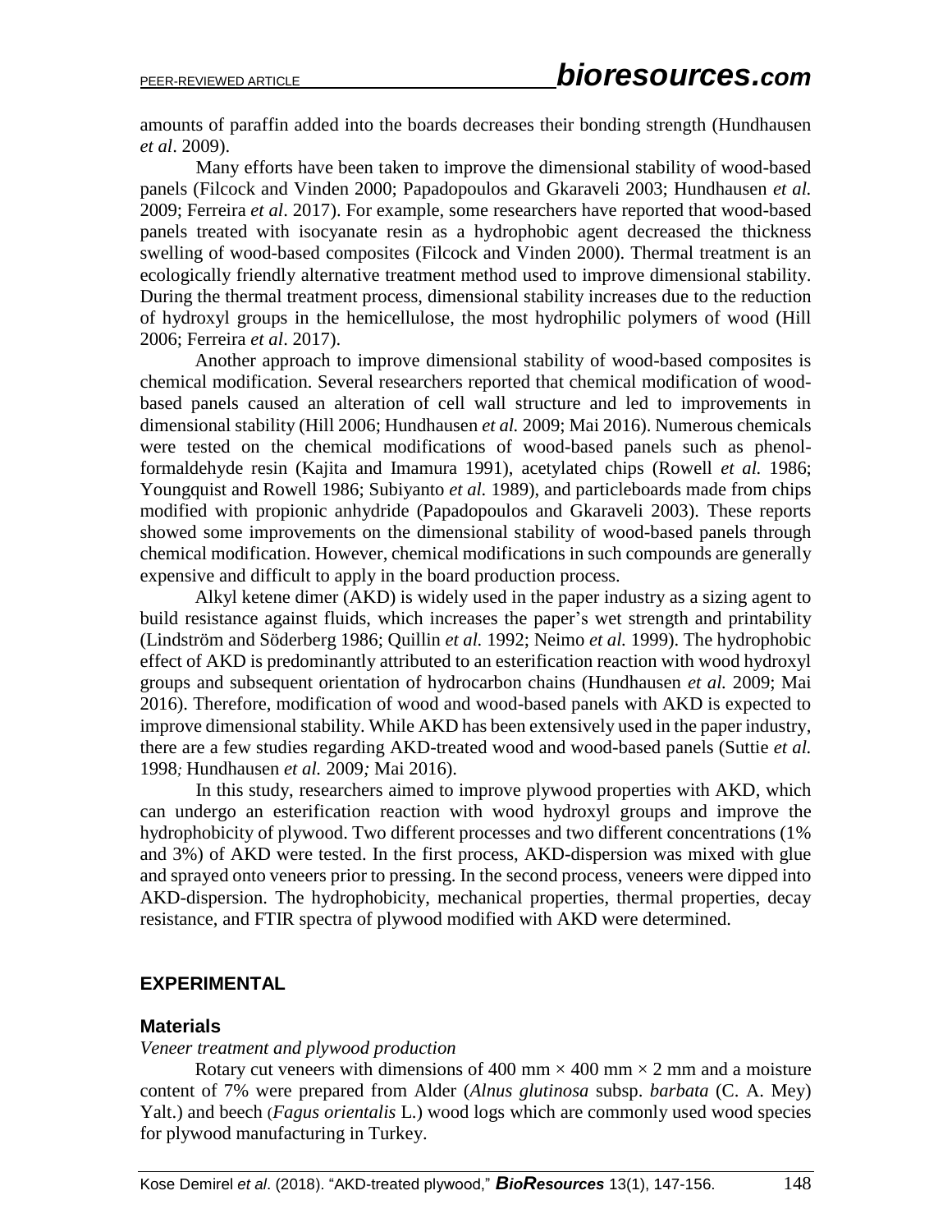amounts of paraffin added into the boards decreases their bonding strength (Hundhausen *et al*. 2009).

Many efforts have been taken to improve the dimensional stability of wood-based panels (Filcock and Vinden 2000; Papadopoulos and Gkaraveli 2003; Hundhausen *et al.* 2009; Ferreira *et al*. 2017). For example, some researchers have reported that wood-based panels treated with isocyanate resin as a hydrophobic agent decreased the thickness swelling of wood-based composites (Filcock and Vinden 2000). Thermal treatment is an ecologically friendly alternative treatment method used to improve dimensional stability. During the thermal treatment process, dimensional stability increases due to the reduction of hydroxyl groups in the hemicellulose, the most hydrophilic polymers of wood (Hill 2006; Ferreira *et al*. 2017).

Another approach to improve dimensional stability of wood-based composites is chemical modification. Several researchers reported that chemical modification of wood-based panels caused an alteration of cell wall structure and led to improvements in dimensional stability (Hill 2006; Hundhausen *et al.* 2009; Mai 2016). Numerous chemicals were tested on the chemical modifications of wood-based panels such as phenol-formaldehyde resin (Kajita and Imamura 1991), acetylated chips (Rowell *et al.* 1986; Youngquist and Rowell 1986; Subiyanto *et al.* 1989), and particleboards made from chips modified with propionic anhydride (Papadopoulos and Gkaraveli 2003). These reports showed some improvements on the dimensional stability of wood-based panels through chemical modification. However, chemical modifications in such compounds are generally expensive and difficult to apply in the board production process.

Alkyl ketene dimer (AKD) is widely used in the paper industry as a sizing agent to build resistance against fluids, which increases the paper's wet strength and printability (Lindström and Söderberg 1986; Quillin *et al.* 1992; Neimo *et al.* 1999). The hydrophobic effect of AKD is predominantly attributed to an esterification reaction with wood hydroxyl groups and subsequent orientation of hydrocarbon chains (Hundhausen *et al.* 2009; Mai 2016). Therefore, modification of wood and wood-based panels with AKD is expected to improve dimensional stability. While AKD has been extensively used in the paper industry, there are a few studies regarding AKD-treated wood and wood-based panels (Suttie *et al.* 1998; Hundhausen *et al.* 2009; Mai 2016).

In this study, researchers aimed to improve plywood properties with AKD, which can undergo an esterification reaction with wood hydroxyl groups and improve the hydrophobicity of plywood. Two different processes and two different concentrations (1% and 3%) of AKD were tested. In the first process, AKD-dispersion was mixed with glue and sprayed onto veneers prior to pressing. In the second process, veneers were dipped into AKD-dispersion. The hydrophobicity, mechanical properties, thermal properties, decay resistance, and FTIR spectra of plywood modified with AKD were determined.

## EXPERIMENTAL

### Materials

*Veneer treatment and plywood production*

Rotary cut veneers with dimensions of 400 mm × 400 mm × 2 mm and a moisture content of 7% were prepared from Alder (*Alnus glutinosa* subsp. *barbata* (C. A. Mey) Yalt.) and beech (*Fagus orientalis* L.) wood logs which are commonly used wood species for plywood manufacturing in Turkey.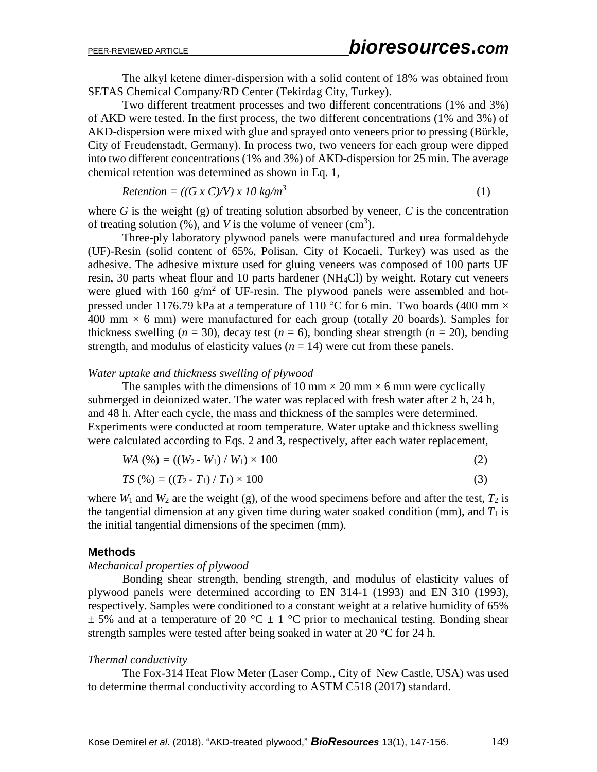The alkyl ketene dimer-dispersion with a solid content of 18% was obtained from SETAS Chemical Company/RD Center (Tekirdag City, Turkey).

Two different treatment processes and two different concentrations (1% and 3%) of AKD were tested. In the first process, the two different concentrations (1% and 3%) of AKD-dispersion were mixed with glue and sprayed onto veneers prior to pressing (Bürkle, City of Freudenstadt, Germany). In process two, two veneers for each group were dipped into two different concentrations (1% and 3%) of AKD-dispersion for 25 min. The average chemical retention was determined as shown in Eq. 1,

$$Retention = ((G \times C)/V) \times 10 \ kg/m^3 \tag{1}$$

where $G$ is the weight (g) of treating solution absorbed by veneer, $C$ is the concentration of treating solution (%), and $V$ is the volume of veneer ($cm^3$).

Three-ply laboratory plywood panels were manufactured and urea formaldehyde (UF)-Resin (solid content of 65%, Polisan, City of Kocaeli, Turkey) was used as the adhesive. The adhesive mixture used for gluing veneers was composed of 100 parts UF resin, 30 parts wheat flour and 10 parts hardener ($NH_4Cl$) by weight. Rotary cut veneers were glued with 160 $g/m^2$ of UF-resin. The plywood panels were assembled and hot-pressed under 1176.79 kPa at a temperature of 110 °C for 6 min. Two boards (400 mm × 400 mm × 6 mm) were manufactured for each group (totally 20 boards). Samples for thickness swelling ($n = 30$), decay test ($n = 6$), bonding shear strength ($n = 20$), bending strength, and modulus of elasticity values ($n = 14$) were cut from these panels.

*Water uptake and thickness swelling of plywood*

The samples with the dimensions of 10 mm × 20 mm × 6 mm were cyclically submerged in deionized water. The water was replaced with fresh water after 2 h, 24 h, and 48 h. After each cycle, the mass and thickness of the samples were determined. Experiments were conducted at room temperature. Water uptake and thickness swelling were calculated according to Eqs. 2 and 3, respectively, after each water replacement,

$$WA\ (\%) = ((W_2 - W_1) / W_1) \times 100 \tag{2}$$

$$TS\ (\%) = ((T_2 - T_1) / T_1) \times 100 \tag{3}$$

where $W_1$ and $W_2$ are the weight (g), of the wood specimens before and after the test, $T_2$ is the tangential dimension at any given time during water soaked condition (mm), and $T_1$ is the initial tangential dimensions of the specimen (mm).

## Methods

*Mechanical properties of plywood*

Bonding shear strength, bending strength, and modulus of elasticity values of plywood panels were determined according to EN 314-1 (1993) and EN 310 (1993), respectively. Samples were conditioned to a constant weight at a relative humidity of 65% ± 5% and at a temperature of 20 °C ± 1 °C prior to mechanical testing. Bonding shear strength samples were tested after being soaked in water at 20 °C for 24 h.

*Thermal conductivity*

The Fox-314 Heat Flow Meter (Laser Comp., City of New Castle, USA) was used to determine thermal conductivity according to ASTM C518 (2017) standard.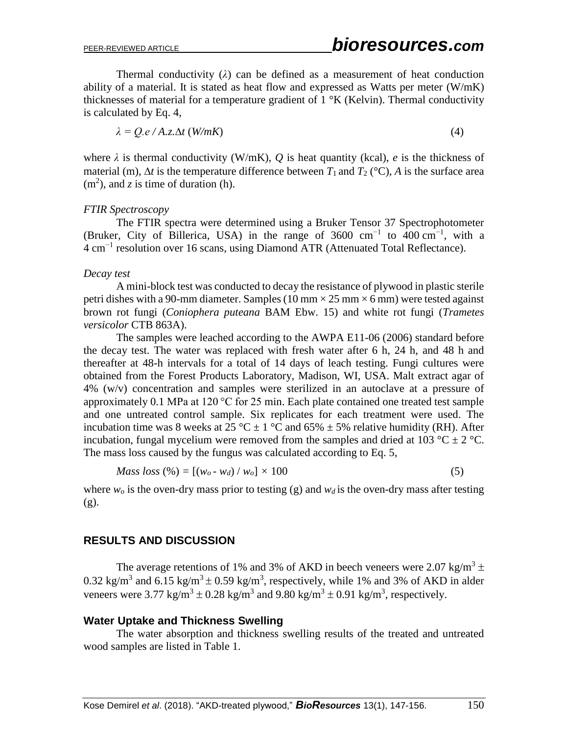Thermal conductivity ($\lambda$) can be defined as a measurement of heat conduction ability of a material. It is stated as heat flow and expressed as Watts per meter (W/mK) thicknesses of material for a temperature gradient of 1 °K (Kelvin). Thermal conductivity is calculated by Eq. 4,

$$\lambda = Q.e / A.z.\Delta t \ (W/mK) \tag{4}$$

where $\lambda$ is thermal conductivity (W/mK), $Q$ is heat quantity (kcal), $e$ is the thickness of material (m), $\Delta t$ is the temperature difference between $T_1$ and $T_2$ (°C), $A$ is the surface area ($m^2$), and $z$ is time of duration (h).

*FTIR Spectroscopy*

The FTIR spectra were determined using a Bruker Tensor 37 Spectrophotometer (Bruker, City of Billerica, USA) in the range of 3600 $cm^{-1}$ to 400 $cm^{-1}$, with a 4 $cm^{-1}$ resolution over 16 scans, using Diamond ATR (Attenuated Total Reflectance).

*Decay test*

A mini-block test was conducted to decay the resistance of plywood in plastic sterile petri dishes with a 90-mm diameter. Samples (10 mm × 25 mm × 6 mm) were tested against brown rot fungi (*Coniophera puteana* BAM Ebw. 15) and white rot fungi (*Trametes versicolor* CTB 863A).

The samples were leached according to the AWPA E11-06 (2006) standard before the decay test. The water was replaced with fresh water after 6 h, 24 h, and 48 h and thereafter at 48-h intervals for a total of 14 days of leach testing. Fungi cultures were obtained from the Forest Products Laboratory, Madison, WI, USA. Malt extract agar of 4% (w/v) concentration and samples were sterilized in an autoclave at a pressure of approximately 0.1 MPa at 120 °C for 25 min. Each plate contained one treated test sample and one untreated control sample. Six replicates for each treatment were used. The incubation time was 8 weeks at 25 °C ± 1 °C and 65% ± 5% relative humidity (RH). After incubation, fungal mycelium were removed from the samples and dried at 103 °C ± 2 °C. The mass loss caused by the fungus was calculated according to Eq. 5,

$$Mass\ loss\ (\%) = [(w_o - w_d) / w_o] \times 100 \tag{5}$$

where $w_o$ is the oven-dry mass prior to testing (g) and $w_d$ is the oven-dry mass after testing (g).

## RESULTS AND DISCUSSION

The average retentions of 1% and 3% of AKD in beech veneers were 2.07 $kg/m^3$ ± 0.32 $kg/m^3$ and 6.15 $kg/m^3$ ± 0.59 $kg/m^3$, respectively, while 1% and 3% of AKD in alder veneers were 3.77 $kg/m^3$ ± 0.28 $kg/m^3$ and 9.80 $kg/m^3$ ± 0.91 $kg/m^3$, respectively.

### Water Uptake and Thickness Swelling

The water absorption and thickness swelling results of the treated and untreated wood samples are listed in Table 1.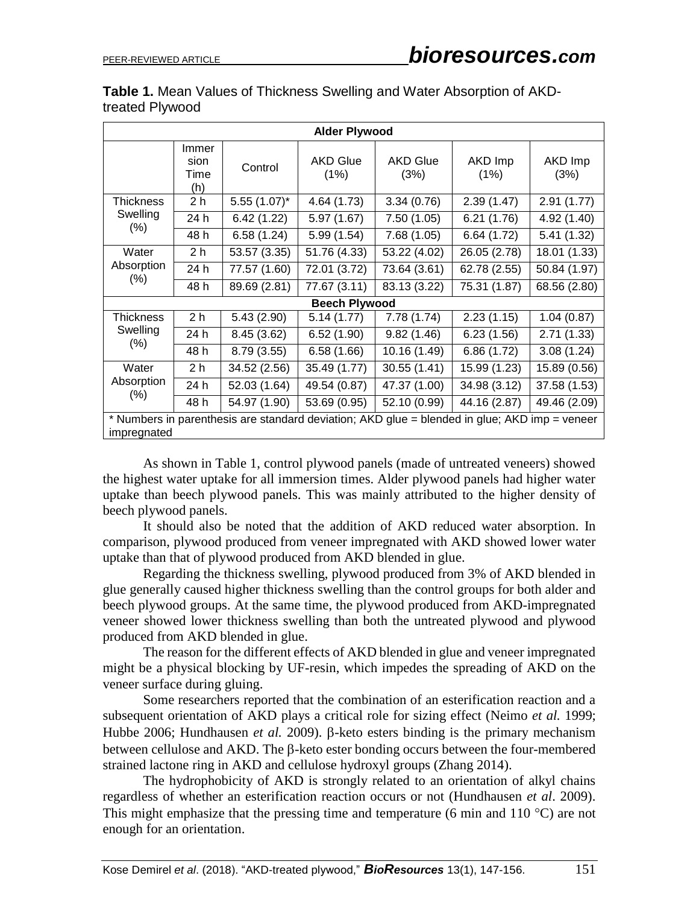**Table 1.** Mean Values of Thickness Swelling and Water Absorption of AKD-treated Plywood

| | Immersion Time (h) | Control | AKD Glue (1%) | AKD Glue (3%) | AKD Imp (1%) | AKD Imp (3%) |
|---|---|---|---|---|---|---|
| **Alder Plywood** | | | | | | |
| Thickness Swelling (%) | 2 h | 5.55 (1.07)* | 4.64 (1.73) | 3.34 (0.76) | 2.39 (1.47) | 2.91 (1.77) |
| | 24 h | 6.42 (1.22) | 5.97 (1.67) | 7.50 (1.05) | 6.21 (1.76) | 4.92 (1.40) |
| | 48 h | 6.58 (1.24) | 5.99 (1.54) | 7.68 (1.05) | 6.64 (1.72) | 5.41 (1.32) |
| Water Absorption (%) | 2 h | 53.57 (3.35) | 51.76 (4.33) | 53.22 (4.02) | 26.05 (2.78) | 18.01 (1.33) |
| | 24 h | 77.57 (1.60) | 72.01 (3.72) | 73.64 (3.61) | 62.78 (2.55) | 50.84 (1.97) |
| | 48 h | 89.69 (2.81) | 77.67 (3.11) | 83.13 (3.22) | 75.31 (1.87) | 68.56 (2.80) |
| **Beech Plywood** | | | | | | |
| Thickness Swelling (%) | 2 h | 5.43 (2.90) | 5.14 (1.77) | 7.78 (1.74) | 2.23 (1.15) | 1.04 (0.87) |
| | 24 h | 8.45 (3.62) | 6.52 (1.90) | 9.82 (1.46) | 6.23 (1.56) | 2.71 (1.33) |
| | 48 h | 8.79 (3.55) | 6.58 (1.66) | 10.16 (1.49) | 6.86 (1.72) | 3.08 (1.24) |
| Water Absorption (%) | 2 h | 34.52 (2.56) | 35.49 (1.77) | 30.55 (1.41) | 15.99 (1.23) | 15.89 (0.56) |
| | 24 h | 52.03 (1.64) | 49.54 (0.87) | 47.37 (1.00) | 34.98 (3.12) | 37.58 (1.53) |
| | 48 h | 54.97 (1.90) | 53.69 (0.95) | 52.10 (0.99) | 44.16 (2.87) | 49.46 (2.09) |

\* Numbers in parenthesis are standard deviation; AKD glue = blended in glue; AKD imp = veneer impregnated

As shown in Table 1, control plywood panels (made of untreated veneers) showed the highest water uptake for all immersion times. Alder plywood panels had higher water uptake than beech plywood panels. This was mainly attributed to the higher density of beech plywood panels.

It should also be noted that the addition of AKD reduced water absorption. In comparison, plywood produced from veneer impregnated with AKD showed lower water uptake than that of plywood produced from AKD blended in glue.

Regarding the thickness swelling, plywood produced from 3% of AKD blended in glue generally caused higher thickness swelling than the control groups for both alder and beech plywood groups. At the same time, the plywood produced from AKD-impregnated veneer showed lower thickness swelling than both the untreated plywood and plywood produced from AKD blended in glue.

The reason for the different effects of AKD blended in glue and veneer impregnated might be a physical blocking by UF-resin, which impedes the spreading of AKD on the veneer surface during gluing.

Some researchers reported that the combination of an esterification reaction and a subsequent orientation of AKD plays a critical role for sizing effect (Neimo *et al.* 1999; Hubbe 2006; Hundhausen *et al.* 2009). β-keto esters binding is the primary mechanism between cellulose and AKD. The β-keto ester bonding occurs between the four-membered strained lactone ring in AKD and cellulose hydroxyl groups (Zhang 2014).

The hydrophobicity of AKD is strongly related to an orientation of alkyl chains regardless of whether an esterification reaction occurs or not (Hundhausen *et al*. 2009). This might emphasize that the pressing time and temperature (6 min and 110 °C) are not enough for an orientation.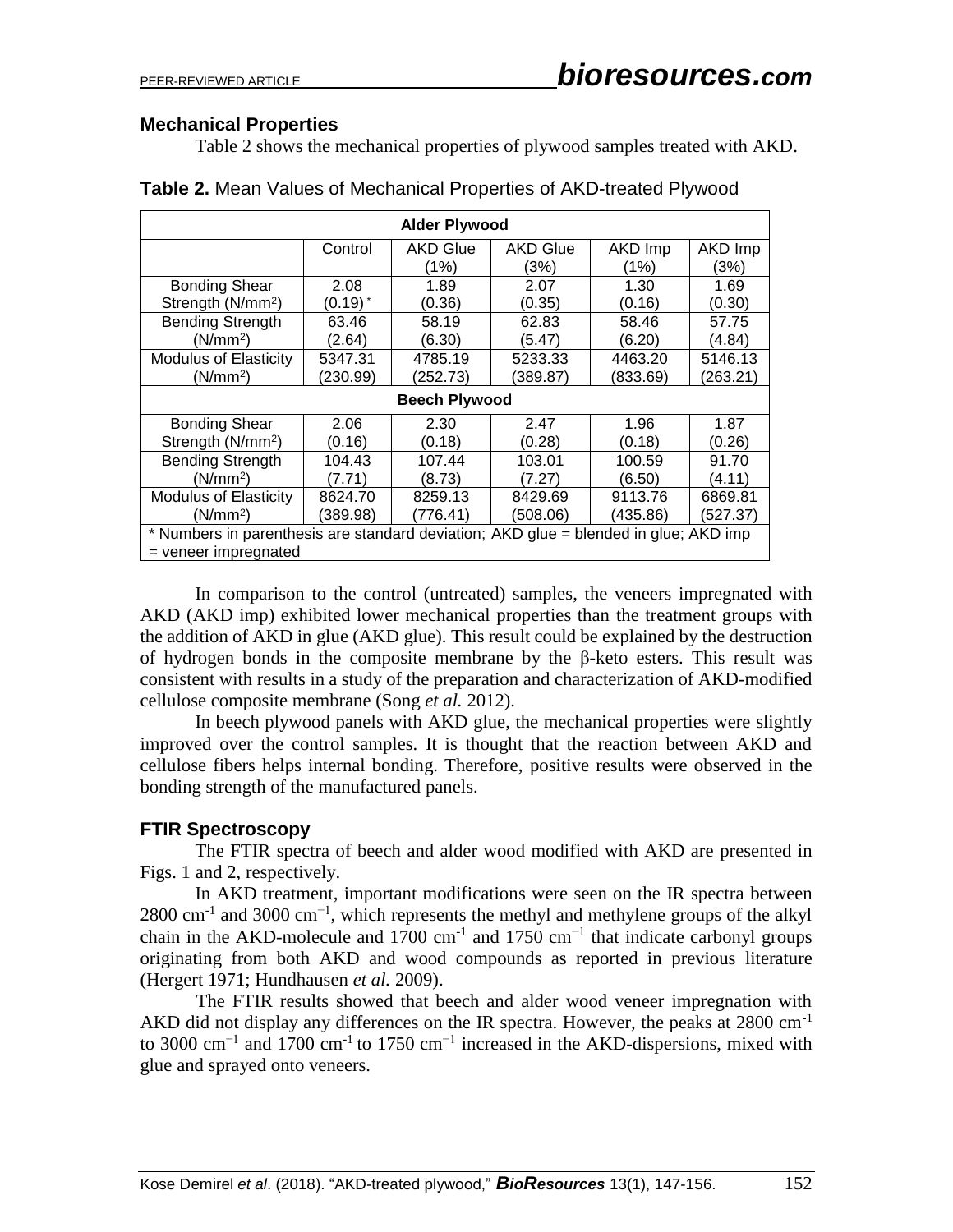### Mechanical Properties

Table 2 shows the mechanical properties of plywood samples treated with AKD.

**Table 2.** Mean Values of Mechanical Properties of AKD-treated Plywood

| Alder Plywood | | | | | |
|---|---|---|---|---|---|
| | Control | AKD Glue (1%) | AKD Glue (3%) | AKD Imp (1%) | AKD Imp (3%) |
| Bonding Shear Strength ($N/mm^2$) | 2.08 (0.19) * | 1.89 (0.36) | 2.07 (0.35) | 1.30 (0.16) | 1.69 (0.30) |
| Bending Strength ($N/mm^2$) | 63.46 (2.64) | 58.19 (6.30) | 62.83 (5.47) | 58.46 (6.20) | 57.75 (4.84) |
| Modulus of Elasticity ($N/mm^2$) | 5347.31 (230.99) | 4785.19 (252.73) | 5233.33 (389.87) | 4463.20 (833.69) | 5146.13 (263.21) |
| **Beech Plywood** | | | | | |
| Bonding Shear Strength ($N/mm^2$) | 2.06 (0.16) | 2.30 (0.18) | 2.47 (0.28) | 1.96 (0.18) | 1.87 (0.26) |
| Bending Strength ($N/mm^2$) | 104.43 (7.71) | 107.44 (8.73) | 103.01 (7.27) | 100.59 (6.50) | 91.70 (4.11) |
| Modulus of Elasticity ($N/mm^2$) | 8624.70 (389.98) | 8259.13 (776.41) | 8429.69 (508.06) | 9113.76 (435.86) | 6869.81 (527.37) |

\* Numbers in parenthesis are standard deviation; AKD glue = blended in glue; AKD imp = veneer impregnated

In comparison to the control (untreated) samples, the veneers impregnated with AKD (AKD imp) exhibited lower mechanical properties than the treatment groups with the addition of AKD in glue (AKD glue). This result could be explained by the destruction of hydrogen bonds in the composite membrane by the β-keto esters. This result was consistent with results in a study of the preparation and characterization of AKD-modified cellulose composite membrane (Song *et al.* 2012).

In beech plywood panels with AKD glue, the mechanical properties were slightly improved over the control samples. It is thought that the reaction between AKD and cellulose fibers helps internal bonding. Therefore, positive results were observed in the bonding strength of the manufactured panels.

### FTIR Spectroscopy

The FTIR spectra of beech and alder wood modified with AKD are presented in Figs. 1 and 2, respectively.

In AKD treatment, important modifications were seen on the IR spectra between 2800 $cm^{-1}$ and 3000 $cm^{-1}$, which represents the methyl and methylene groups of the alkyl chain in the AKD-molecule and 1700 $cm^{-1}$ and 1750 $cm^{-1}$ that indicate carbonyl groups originating from both AKD and wood compounds as reported in previous literature (Hergert 1971; Hundhausen *et al.* 2009).

The FTIR results showed that beech and alder wood veneer impregnation with AKD did not display any differences on the IR spectra. However, the peaks at 2800 $cm^{-1}$ to 3000 $cm^{-1}$ and 1700 $cm^{-1}$ to 1750 $cm^{-1}$ increased in the AKD-dispersions, mixed with glue and sprayed onto veneers.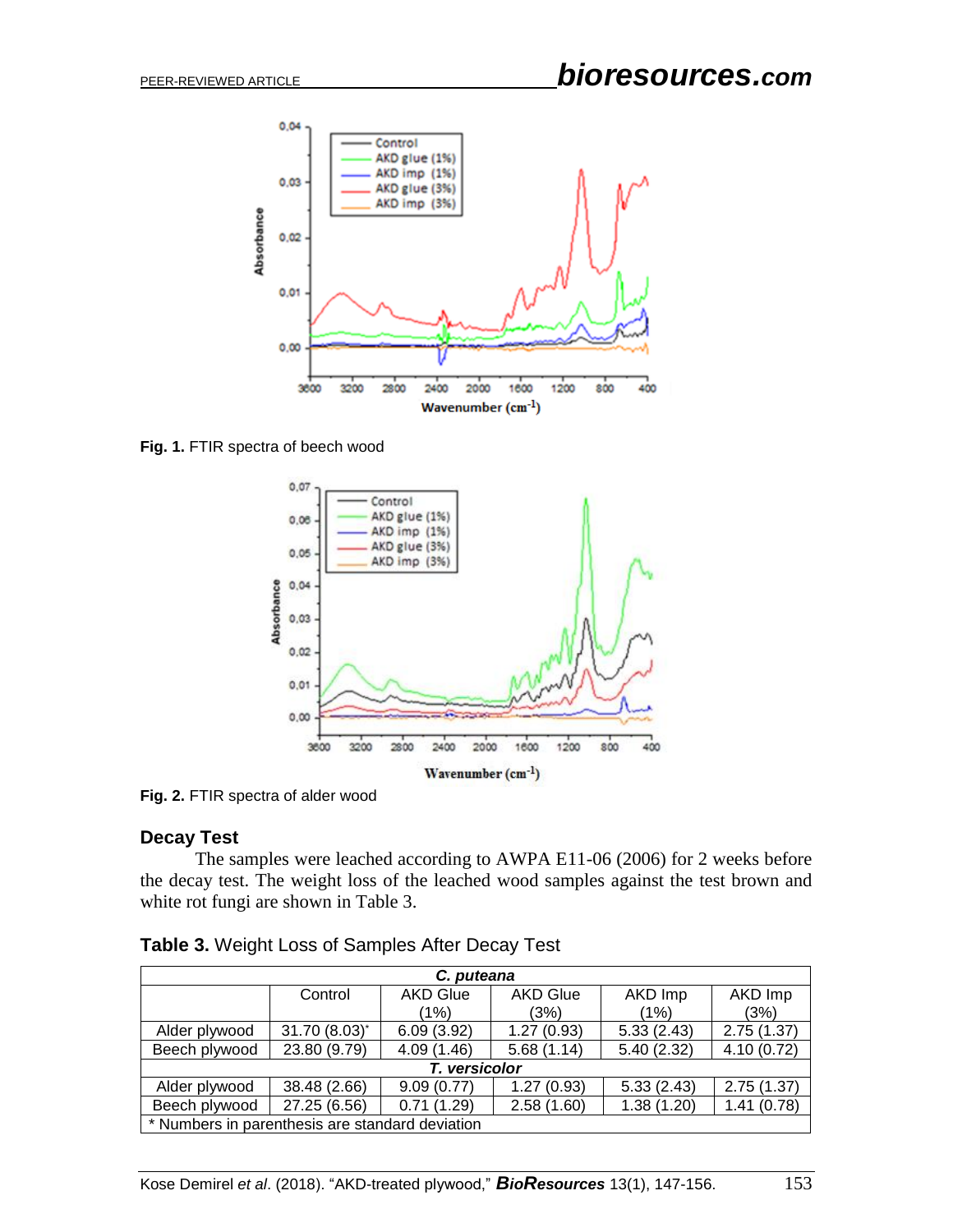**Fig. 1.** FTIR spectra of beech wood

**Fig. 2.** FTIR spectra of alder wood

## Decay Test

The samples were leached according to AWPA E11-06 (2006) for 2 weeks before the decay test. The weight loss of the leached wood samples against the test brown and white rot fungi are shown in Table 3.

**Table 3.** Weight Loss of Samples After Decay Test

| | Control | AKD Glue (1%) | AKD Glue (3%) | AKD Imp (1%) | AKD Imp (3%) |
|---|---|---|---|---|---|
| ***C. puteana*** | | | | | |
| Alder plywood | 31.70 (8.03)* | 6.09 (3.92) | 1.27 (0.93) | 5.33 (2.43) | 2.75 (1.37) |
| Beech plywood | 23.80 (9.79) | 4.09 (1.46) | 5.68 (1.14) | 5.40 (2.32) | 4.10 (0.72) |
| ***T. versicolor*** | | | | | |
| Alder plywood | 38.48 (2.66) | 9.09 (0.77) | 1.27 (0.93) | 5.33 (2.43) | 2.75 (1.37) |
| Beech plywood | 27.25 (6.56) | 0.71 (1.29) | 2.58 (1.60) | 1.38 (1.20) | 1.41 (0.78) |

\* Numbers in parenthesis are standard deviation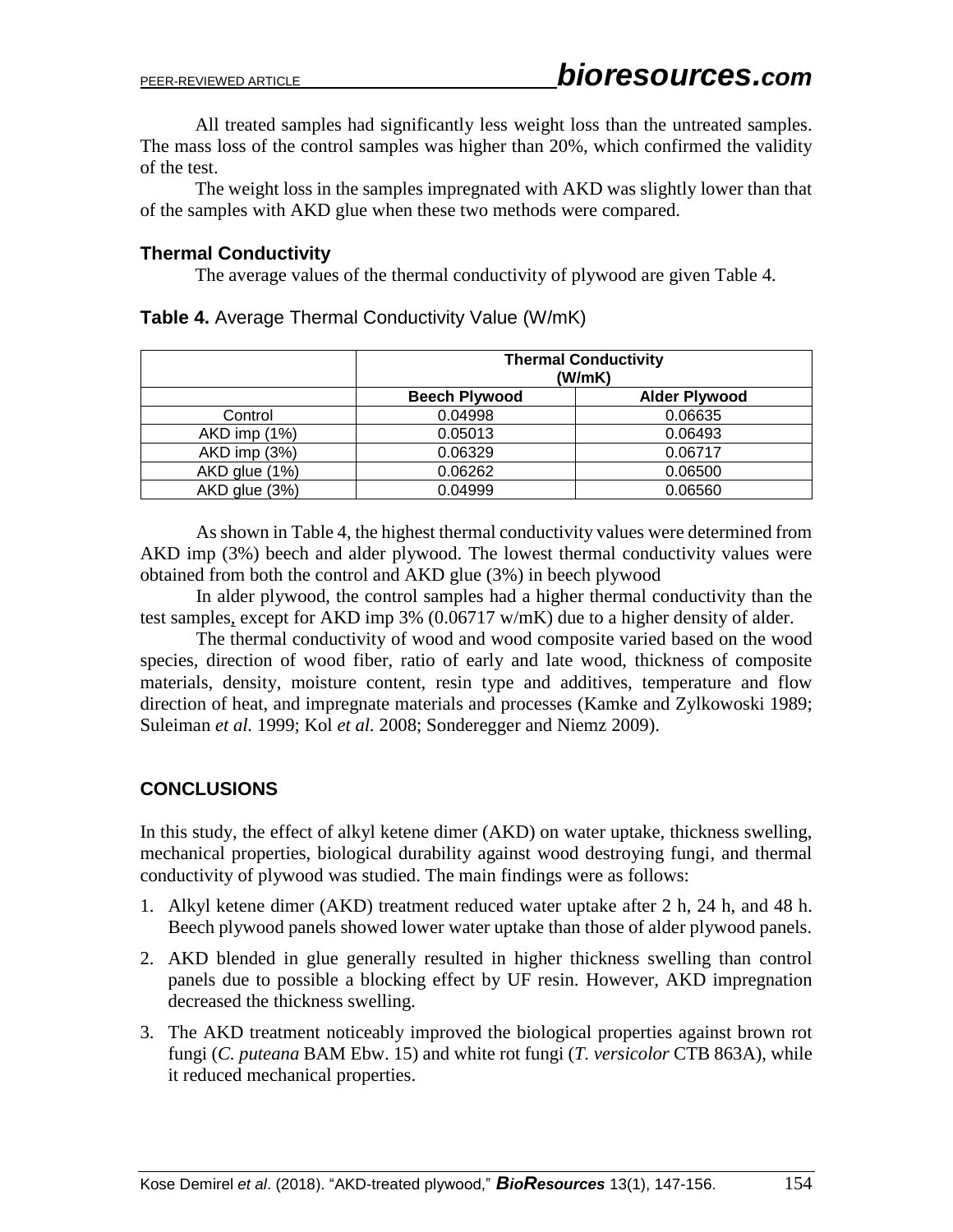All treated samples had significantly less weight loss than the untreated samples. The mass loss of the control samples was higher than 20%, which confirmed the validity of the test.

The weight loss in the samples impregnated with AKD was slightly lower than that of the samples with AKD glue when these two methods were compared.

### Thermal Conductivity

The average values of the thermal conductivity of plywood are given Table 4.

**Table 4.** Average Thermal Conductivity Value (W/mK)

| | Thermal Conductivity (W/mK) | |
|---|---|---|
| | **Beech Plywood** | **Alder Plywood** |
| Control | 0.04998 | 0.06635 |
| AKD imp (1%) | 0.05013 | 0.06493 |
| AKD imp (3%) | 0.06329 | 0.06717 |
| AKD glue (1%) | 0.06262 | 0.06500 |
| AKD glue (3%) | 0.04999 | 0.06560 |

As shown in Table 4, the highest thermal conductivity values were determined from AKD imp (3%) beech and alder plywood. The lowest thermal conductivity values were obtained from both the control and AKD glue (3%) in beech plywood

In alder plywood, the control samples had a higher thermal conductivity than the test samples, except for AKD imp 3% (0.06717 w/mK) due to a higher density of alder.

The thermal conductivity of wood and wood composite varied based on the wood species, direction of wood fiber, ratio of early and late wood, thickness of composite materials, density, moisture content, resin type and additives, temperature and flow direction of heat, and impregnate materials and processes (Kamke and Zylkowoski 1989; Suleiman *et al.* 1999; Kol *et al.* 2008; Sonderegger and Niemz 2009).

## CONCLUSIONS

In this study, the effect of alkyl ketene dimer (AKD) on water uptake, thickness swelling, mechanical properties, biological durability against wood destroying fungi, and thermal conductivity of plywood was studied. The main findings were as follows:

1. Alkyl ketene dimer (AKD) treatment reduced water uptake after 2 h, 24 h, and 48 h. Beech plywood panels showed lower water uptake than those of alder plywood panels.
2. AKD blended in glue generally resulted in higher thickness swelling than control panels due to possible a blocking effect by UF resin. However, AKD impregnation decreased the thickness swelling.
3. The AKD treatment noticeably improved the biological properties against brown rot fungi (*C. puteana* BAM Ebw. 15) and white rot fungi (*T. versicolor* CTB 863A), while it reduced mechanical properties.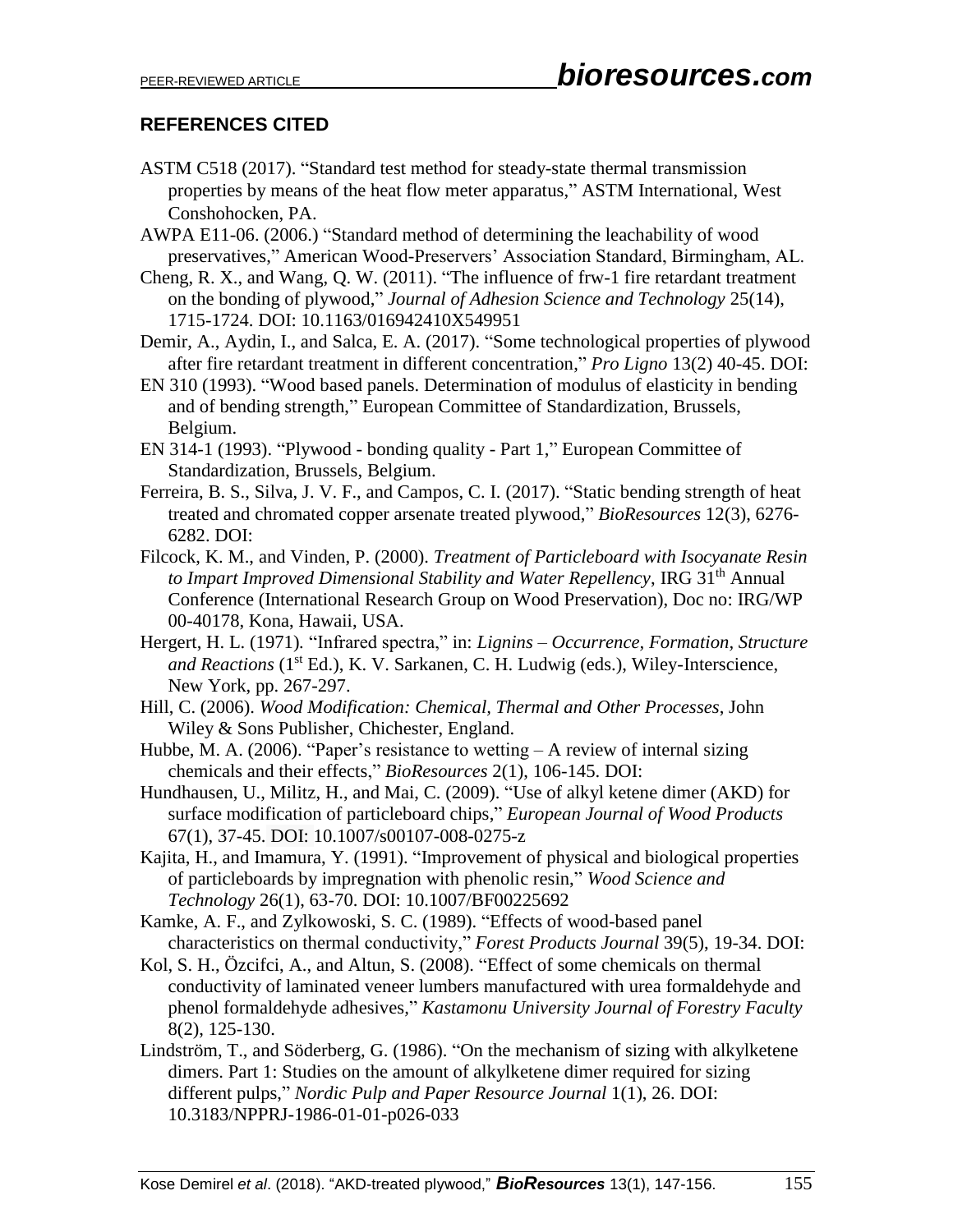## REFERENCES CITED

ASTM C518 (2017). "Standard test method for steady-state thermal transmission properties by means of the heat flow meter apparatus," ASTM International, West Conshohocken, PA.

AWPA E11-06. (2006.) "Standard method of determining the leachability of wood preservatives," American Wood-Preservers' Association Standard, Birmingham, AL.

Cheng, R. X., and Wang, Q. W. (2011). "The influence of frw-1 fire retardant treatment on the bonding of plywood," *Journal of Adhesion Science and Technology* 25(14), 1715-1724. DOI: 10.1163/016942410X549951

Demir, A., Aydin, I., and Salca, E. A. (2017). "Some technological properties of plywood after fire retardant treatment in different concentration," *Pro Ligno* 13(2) 40-45. DOI:

EN 310 (1993). "Wood based panels. Determination of modulus of elasticity in bending and of bending strength," European Committee of Standardization, Brussels, Belgium.

EN 314-1 (1993). "Plywood - bonding quality - Part 1," European Committee of Standardization, Brussels, Belgium.

Ferreira, B. S., Silva, J. V. F., and Campos, C. I. (2017). "Static bending strength of heat treated and chromated copper arsenate treated plywood," *BioResources* 12(3), 6276-6282. DOI:

Filcock, K. M., and Vinden, P. (2000). *Treatment of Particleboard with Isocyanate Resin to Impart Improved Dimensional Stability and Water Repellency*, IRG 31th Annual Conference (International Research Group on Wood Preservation), Doc no: IRG/WP 00-40178, Kona, Hawaii, USA.

Hergert, H. L. (1971). "Infrared spectra," in: *Lignins – Occurrence, Formation, Structure and Reactions* (1st Ed.), K. V. Sarkanen, C. H. Ludwig (eds.), Wiley-Interscience, New York, pp. 267-297.

Hill, C. (2006). *Wood Modification: Chemical, Thermal and Other Processes*, John Wiley & Sons Publisher, Chichester, England.

Hubbe, M. A. (2006). "Paper's resistance to wetting – A review of internal sizing chemicals and their effects," *BioResources* 2(1), 106-145. DOI:

Hundhausen, U., Militz, H., and Mai, C. (2009). "Use of alkyl ketene dimer (AKD) for surface modification of particleboard chips," *European Journal of Wood Products* 67(1), 37-45. DOI: 10.1007/s00107-008-0275-z

Kajita, H., and Imamura, Y. (1991). "Improvement of physical and biological properties of particleboards by impregnation with phenolic resin," *Wood Science and Technology* 26(1), 63-70. DOI: 10.1007/BF00225692

Kamke, A. F., and Zylkowoski, S. C. (1989). "Effects of wood-based panel characteristics on thermal conductivity," *Forest Products Journal* 39(5), 19-34. DOI:

Kol, S. H., Özcifci, A., and Altun, S. (2008). "Effect of some chemicals on thermal conductivity of laminated veneer lumbers manufactured with urea formaldehyde and phenol formaldehyde adhesives," *Kastamonu University Journal of Forestry Faculty* 8(2), 125-130.

Lindström, T., and Söderberg, G. (1986). "On the mechanism of sizing with alkylketene dimers. Part 1: Studies on the amount of alkylketene dimer required for sizing different pulps," *Nordic Pulp and Paper Resource Journal* 1(1), 26. DOI: 10.3183/NPPRJ-1986-01-01-p026-033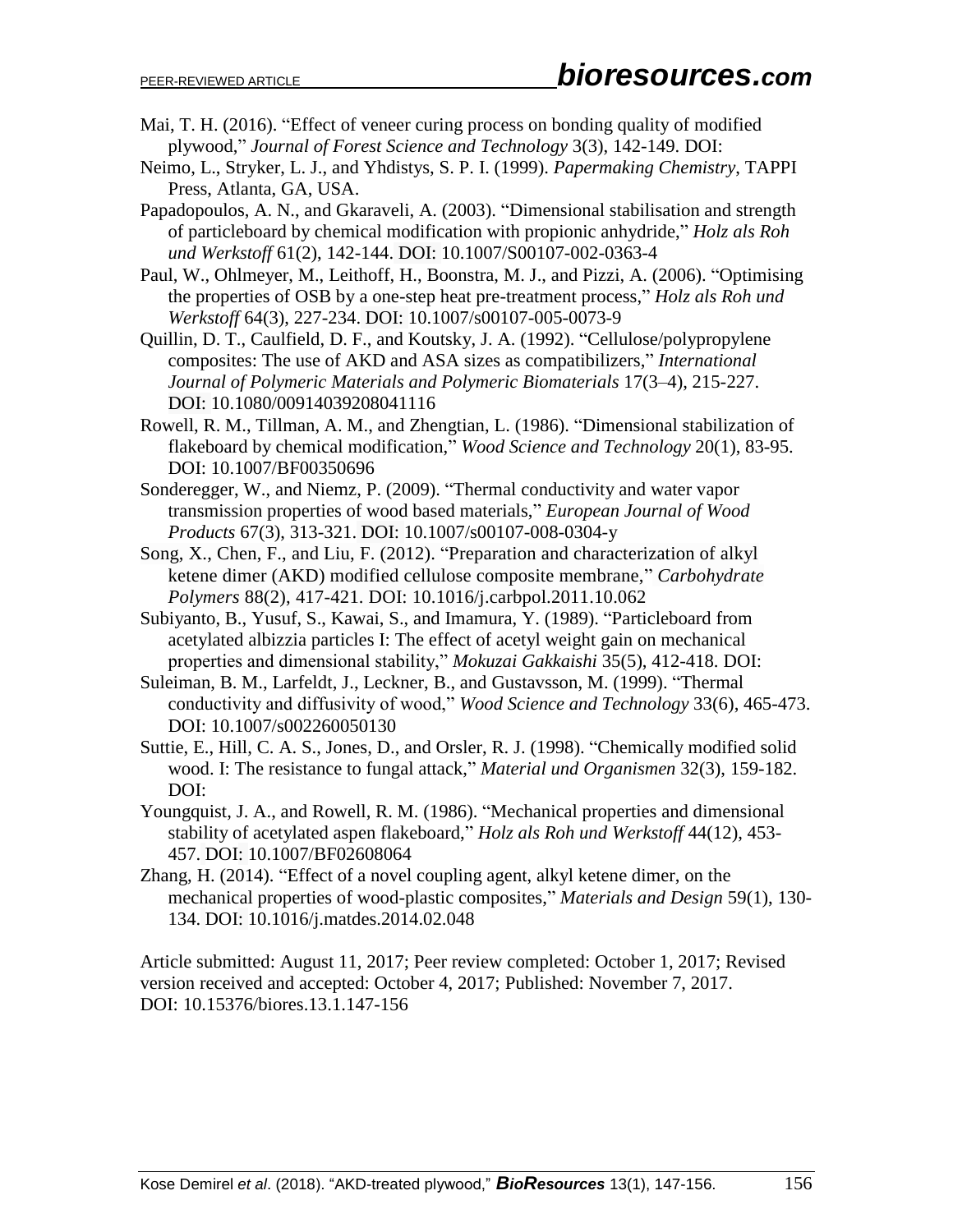Mai, T. H. (2016). "Effect of veneer curing process on bonding quality of modified plywood," *Journal of Forest Science and Technology* 3(3), 142-149. DOI:

Neimo, L., Stryker, L. J., and Yhdistys, S. P. I. (1999). *Papermaking Chemistry*, TAPPI Press, Atlanta, GA, USA.

Papadopoulos, A. N., and Gkaraveli, A. (2003). "Dimensional stabilisation and strength of particleboard by chemical modification with propionic anhydride," *Holz als Roh und Werkstoff* 61(2), 142-144. DOI: 10.1007/S00107-002-0363-4

Paul, W., Ohlmeyer, M., Leithoff, H., Boonstra, M. J., and Pizzi, A. (2006). "Optimising the properties of OSB by a one-step heat pre-treatment process," *Holz als Roh und Werkstoff* 64(3), 227-234. DOI: 10.1007/s00107-005-0073-9

Quillin, D. T., Caulfield, D. F., and Koutsky, J. A. (1992). "Cellulose/polypropylene composites: The use of AKD and ASA sizes as compatibilizers," *International Journal of Polymeric Materials and Polymeric Biomaterials* 17(3–4), 215-227. DOI: 10.1080/00914039208041116

Rowell, R. M., Tillman, A. M., and Zhengtian, L. (1986). "Dimensional stabilization of flakeboard by chemical modification," *Wood Science and Technology* 20(1), 83-95. DOI: 10.1007/BF00350696

Sonderegger, W., and Niemz, P. (2009). "Thermal conductivity and water vapor transmission properties of wood based materials," *European Journal of Wood Products* 67(3), 313-321. DOI: 10.1007/s00107-008-0304-y

Song, X., Chen, F., and Liu, F. (2012). "Preparation and characterization of alkyl ketene dimer (AKD) modified cellulose composite membrane," *Carbohydrate Polymers* 88(2), 417-421. DOI: 10.1016/j.carbpol.2011.10.062

Subiyanto, B., Yusuf, S., Kawai, S., and Imamura, Y. (1989). "Particleboard from acetylated albizzia particles I: The effect of acetyl weight gain on mechanical properties and dimensional stability," *Mokuzai Gakkaishi* 35(5), 412-418. DOI:

Suleiman, B. M., Larfeldt, J., Leckner, B., and Gustavsson, M. (1999). "Thermal conductivity and diffusivity of wood," *Wood Science and Technology* 33(6), 465-473. DOI: 10.1007/s002260050130

Suttie, E., Hill, C. A. S., Jones, D., and Orsler, R. J. (1998). "Chemically modified solid wood. I: The resistance to fungal attack," *Material und Organismen* 32(3), 159-182. DOI:

Youngquist, J. A., and Rowell, R. M. (1986). "Mechanical properties and dimensional stability of acetylated aspen flakeboard," *Holz als Roh und Werkstoff* 44(12), 453-457. DOI: 10.1007/BF02608064

Zhang, H. (2014). "Effect of a novel coupling agent, alkyl ketene dimer, on the mechanical properties of wood-plastic composites," *Materials and Design* 59(1), 130-134. DOI: 10.1016/j.matdes.2014.02.048

Article submitted: August 11, 2017; Peer review completed: October 1, 2017; Revised version received and accepted: October 4, 2017; Published: November 7, 2017.
DOI: 10.15376/biores.13.1.147-156